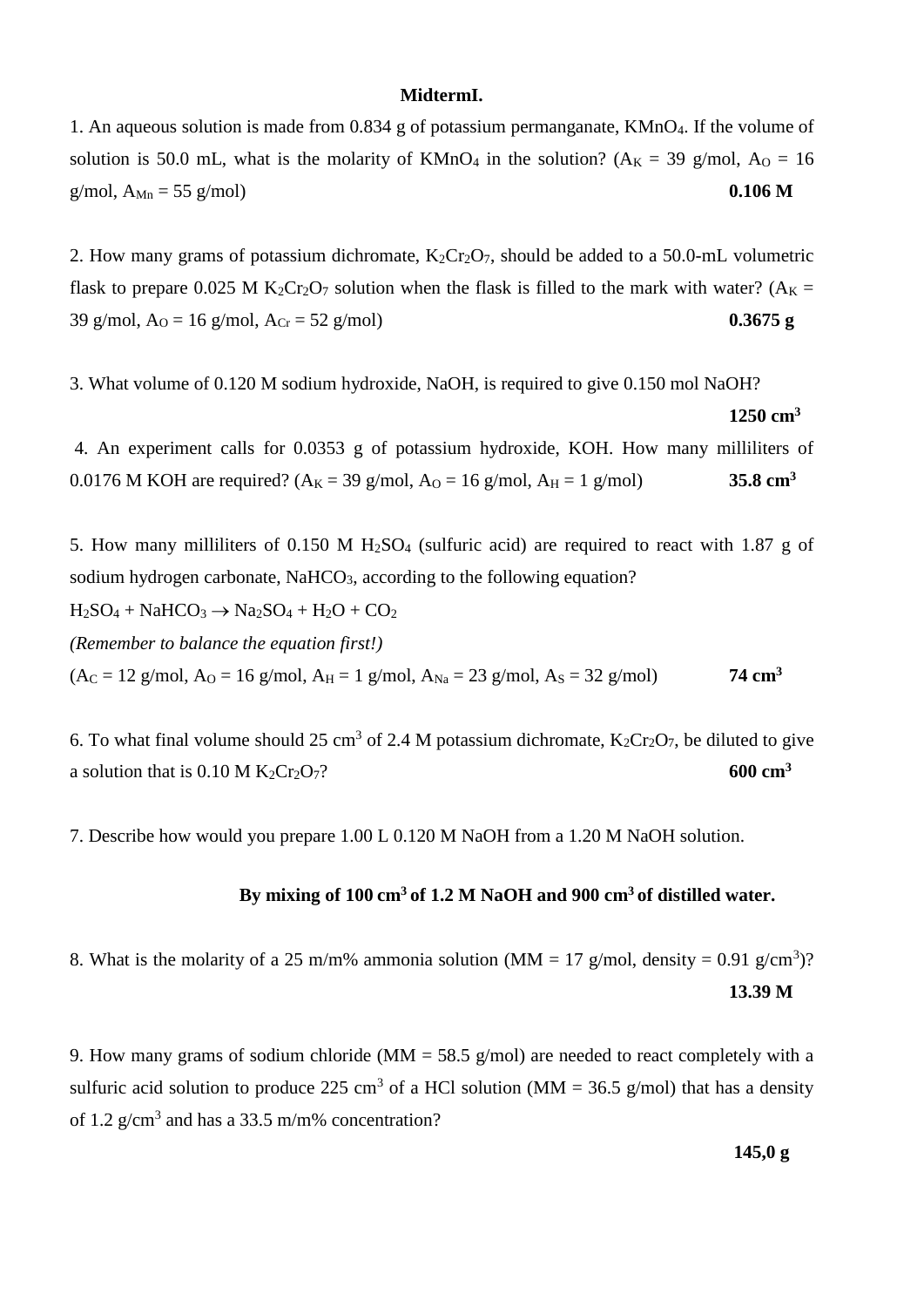**MidtermI.**

1. An aqueous solution is made from 0.834 g of potassium permanganate, $KMnO_4$. If the volume of solution is 50.0 mL, what is the molarity of $KMnO_4$ in the solution? ($A_K$ = 39 g/mol, $A_O$ = 16 g/mol, $A_{Mn}$ = 55 g/mol) **0.106 M**

2. How many grams of potassium dichromate, $K_2Cr_2O_7$, should be added to a 50.0-mL volumetric flask to prepare 0.025 M $K_2Cr_2O_7$ solution when the flask is filled to the mark with water? ($A_K$ = 39 g/mol, $A_O$ = 16 g/mol, $A_{Cr}$ = 52 g/mol) **0.3675 g**

3. What volume of 0.120 M sodium hydroxide, NaOH, is required to give 0.150 mol NaOH? **1250 cm$^3$**

4. An experiment calls for 0.0353 g of potassium hydroxide, KOH. How many milliliters of 0.0176 M KOH are required? ($A_K$ = 39 g/mol, $A_O$ = 16 g/mol, $A_H$ = 1 g/mol) **35.8 cm$^3$**

5. How many milliliters of 0.150 M $H_2SO_4$ (sulfuric acid) are required to react with 1.87 g of sodium hydrogen carbonate, $NaHCO_3$, according to the following equation?

$H_2SO_4 + NaHCO_3 \rightarrow Na_2SO_4 + H_2O + CO_2$

*(Remember to balance the equation first!)*

($A_C$ = 12 g/mol, $A_O$ = 16 g/mol, $A_H$ = 1 g/mol, $A_{Na}$ = 23 g/mol, $A_S$ = 32 g/mol) **74 cm$^3$**

6. To what final volume should 25 cm$^3$ of 2.4 M potassium dichromate, $K_2Cr_2O_7$, be diluted to give a solution that is 0.10 M $K_2Cr_2O_7$? **600 cm$^3$**

7. Describe how would you prepare 1.00 L 0.120 M NaOH from a 1.20 M NaOH solution.

**By mixing of 100 cm$^3$ of 1.2 M NaOH and 900 cm$^3$ of distilled water.**

8. What is the molarity of a 25 m/m% ammonia solution (MM = 17 g/mol, density = 0.91 g/cm$^3$)? **13.39 M**

9. How many grams of sodium chloride (MM = 58.5 g/mol) are needed to react completely with a sulfuric acid solution to produce 225 cm$^3$ of a HCl solution (MM = 36.5 g/mol) that has a density of 1.2 g/cm$^3$ and has a 33.5 m/m% concentration?

**145,0 g**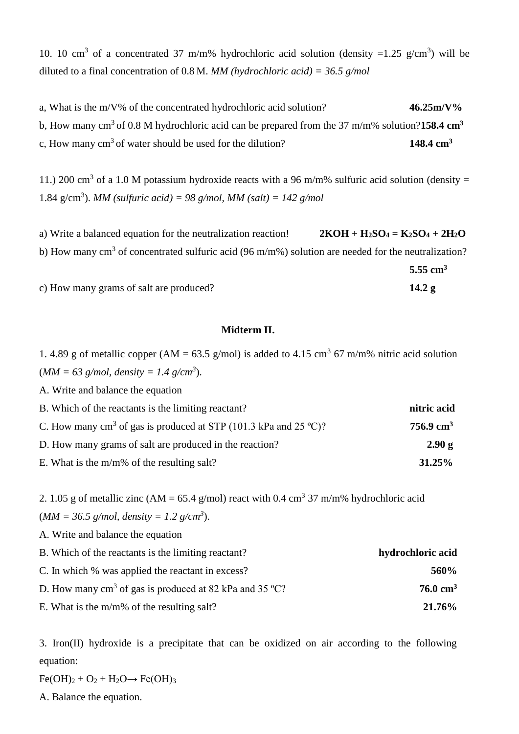10. 10 $cm^3$ of a concentrated 37 m/m% hydrochloric acid solution (density =1.25 $g/cm^3$) will be diluted to a final concentration of 0.8 M. *MM (hydrochloric acid) = 36.5 g/mol*

a, What is the m/V% of the concentrated hydrochloric acid solution? **46.25m/V%**

b, How many $cm^3$ of 0.8 M hydrochloric acid can be prepared from the 37 m/m% solution? **158.4 $cm^3$**

c, How many $cm^3$ of water should be used for the dilution? **148.4 $cm^3$**

11.) 200 $cm^3$ of a 1.0 M potassium hydroxide reacts with a 96 m/m% sulfuric acid solution (density = 1.84 $g/cm^3$). *MM (sulfuric acid) = 98 g/mol, MM (salt) = 142 g/mol*

a) Write a balanced equation for the neutralization reaction! **$2KOH + H_2SO_4 = K_2SO_4 + 2H_2O$**

b) How many $cm^3$ of concentrated sulfuric acid (96 m/m%) solution are needed for the neutralization? **5.55 $cm^3$**

c) How many grams of salt are produced? **14.2 g**

## Midterm II.

1. 4.89 g of metallic copper (AM = 63.5 g/mol) is added to 4.15 $cm^3$ 67 m/m% nitric acid solution (*MM = 63 g/mol, density = 1.4 g/cm³*).

A. Write and balance the equation

B. Which of the reactants is the limiting reactant? **nitric acid**

C. How many $cm^3$ of gas is produced at STP (101.3 kPa and 25 ºC)? **756.9 $cm^3$**

D. How many grams of salt are produced in the reaction? **2.90 g**

E. What is the m/m% of the resulting salt? **31.25%**

2. 1.05 g of metallic zinc (AM = 65.4 g/mol) react with 0.4 $cm^3$ 37 m/m% hydrochloric acid (*MM = 36.5 g/mol, density = 1.2 g/cm³*).

A. Write and balance the equation

B. Which of the reactants is the limiting reactant? **hydrochloric acid**

C. In which % was applied the reactant in excess? **560%**

D. How many $cm^3$ of gas is produced at 82 kPa and 35 ºC? **76.0 $cm^3$**

E. What is the m/m% of the resulting salt? **21.76%**

3. Iron(II) hydroxide is a precipitate that can be oxidized on air according to the following equation:

$Fe(OH)_2 + O_2 + H_2O \rightarrow Fe(OH)_3$

A. Balance the equation.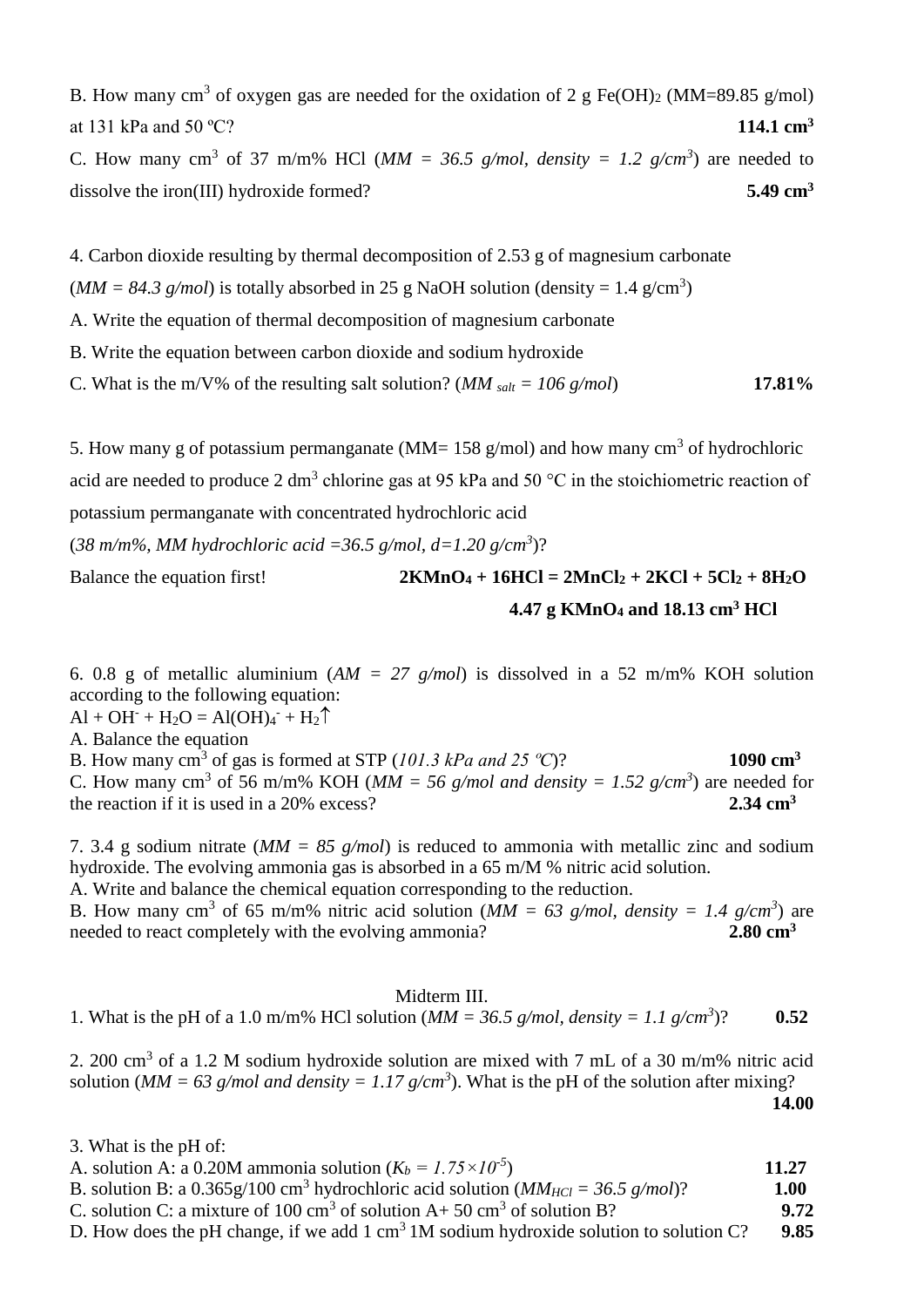B. How many $cm^3$ of oxygen gas are needed for the oxidation of 2 g $Fe(OH)_2$ (MM=89.85 g/mol) at 131 kPa and 50 ºC? **114.1 $cm^3$**

C. How many $cm^3$ of 37 m/m% HCl (*MM = 36.5 g/mol, density = 1.2 g/cm$^3$*) are needed to dissolve the iron(III) hydroxide formed? **5.49 $cm^3$**

4. Carbon dioxide resulting by thermal decomposition of 2.53 g of magnesium carbonate (*MM = 84.3 g/mol*) is totally absorbed in 25 g NaOH solution (density = 1.4 g/$cm^3$)

A. Write the equation of thermal decomposition of magnesium carbonate

B. Write the equation between carbon dioxide and sodium hydroxide

C. What is the m/V% of the resulting salt solution? (*$MM_{salt}$ = 106 g/mol*) **17.81%**

5. How many g of potassium permanganate (MM= 158 g/mol) and how many $cm^3$ of hydrochloric acid are needed to produce 2 $dm^3$ chlorine gas at 95 kPa and 50 °C in the stoichiometric reaction of potassium permanganate with concentrated hydrochloric acid (*38 m/m%, MM hydrochloric acid =36.5 g/mol, d=1.20 g/cm$^3$*)?

Balance the equation first! **$2KMnO_4 + 16HCl = 2MnCl_2 + 2KCl + 5Cl_2 + 8H_2O$**

**4.47 g $KMnO_4$ and 18.13 $cm^3$ HCl**

6. 0.8 g of metallic aluminium (*AM = 27 g/mol*) is dissolved in a 52 m/m% KOH solution according to the following equation:

$Al + OH^- + H_2O = Al(OH)_4^- + H_2\uparrow$

A. Balance the equation

B. How many $cm^3$ of gas is formed at STP (*101.3 kPa and 25 ºC*)? **1090 $cm^3$**

C. How many $cm^3$ of 56 m/m% KOH (*MM = 56 g/mol and density = 1.52 g/cm$^3$*) are needed for the reaction if it is used in a 20% excess? **2.34 $cm^3$**

7. 3.4 g sodium nitrate (*MM = 85 g/mol*) is reduced to ammonia with metallic zinc and sodium hydroxide. The evolving ammonia gas is absorbed in a 65 m/M % nitric acid solution.

A. Write and balance the chemical equation corresponding to the reduction.

B. How many $cm^3$ of 65 m/m% nitric acid solution (*MM = 63 g/mol, density = 1.4 g/cm$^3$*) are needed to react completely with the evolving ammonia? **2.80 $cm^3$**

## Midterm III.

1. What is the pH of a 1.0 m/m% HCl solution (*MM = 36.5 g/mol, density = 1.1 g/cm$^3$*)? **0.52**

2. 200 $cm^3$ of a 1.2 M sodium hydroxide solution are mixed with 7 mL of a 30 m/m% nitric acid solution (*MM = 63 g/mol and density = 1.17 g/cm$^3$*). What is the pH of the solution after mixing? **14.00**

3. What is the pH of:

A. solution A: a 0.20M ammonia solution ($K_b = 1.75\times10^{-5}$) **11.27**

B. solution B: a 0.365g/100 $cm^3$ hydrochloric acid solution (*$MM_{HCl}$ = 36.5 g/mol*)? **1.00**

C. solution C: a mixture of 100 $cm^3$ of solution A+ 50 $cm^3$ of solution B? **9.72**

D. How does the pH change, if we add 1 $cm^3$ 1M sodium hydroxide solution to solution C? **9.85**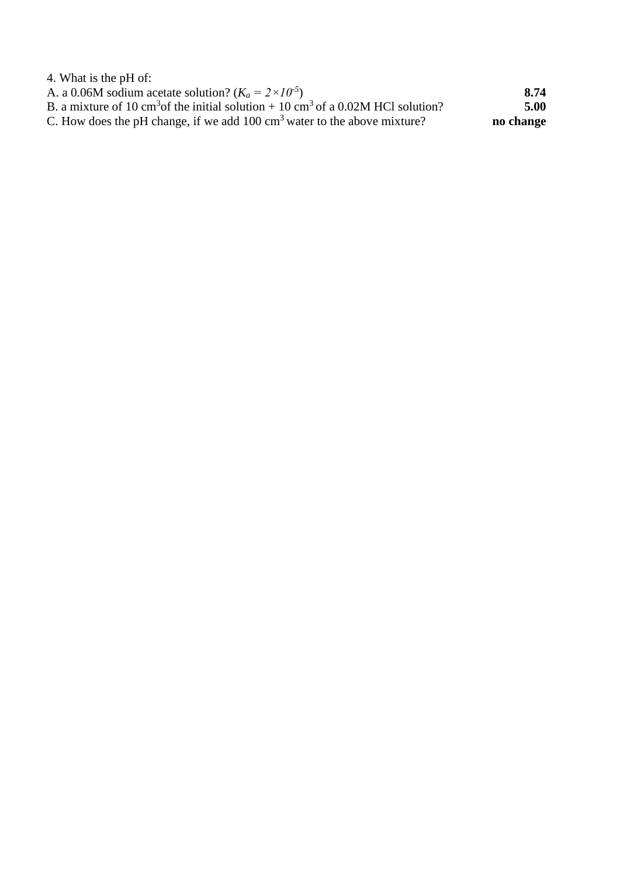4. What is the pH of:

A. a 0.06M sodium acetate solution? ($K_a = 2\times10^{-5}$) **8.74**

B. a mixture of 10 cm$^3$of the initial solution + 10 cm$^3$ of a 0.02M HCl solution? **5.00**

C. How does the pH change, if we add 100 cm$^3$ water to the above mixture? **no change**